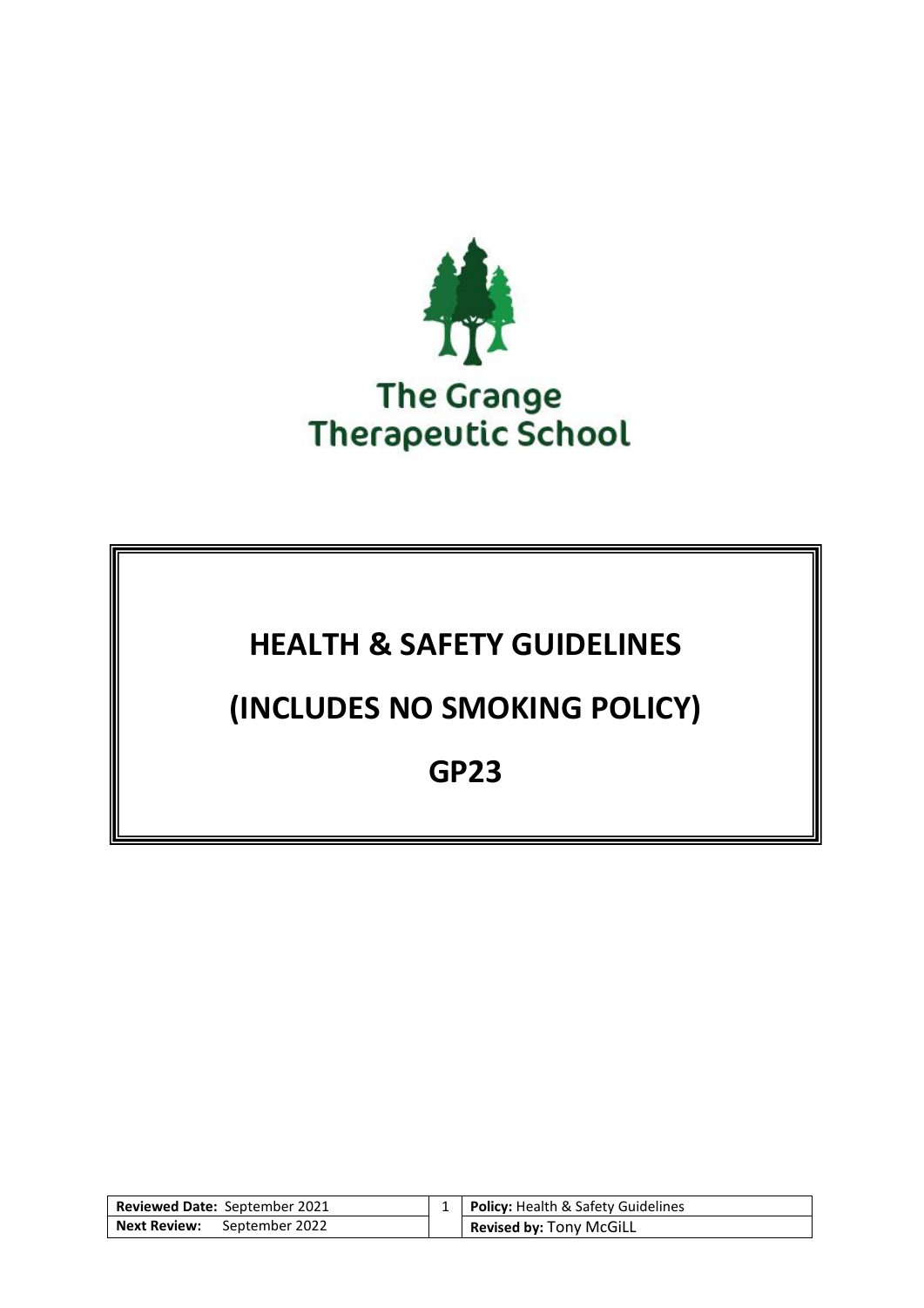The Grange Therapeutic School

# HEALTH & SAFETY GUIDELINES

# (INCLUDES NO SMOKING POLICY)

# GP23

| **Reviewed Date:** September 2021 | **Policy:** Health & Safety Guidelines |
|---|---|
| **Next Review:** September 2022 | **Revised by:** Tony McGiLL |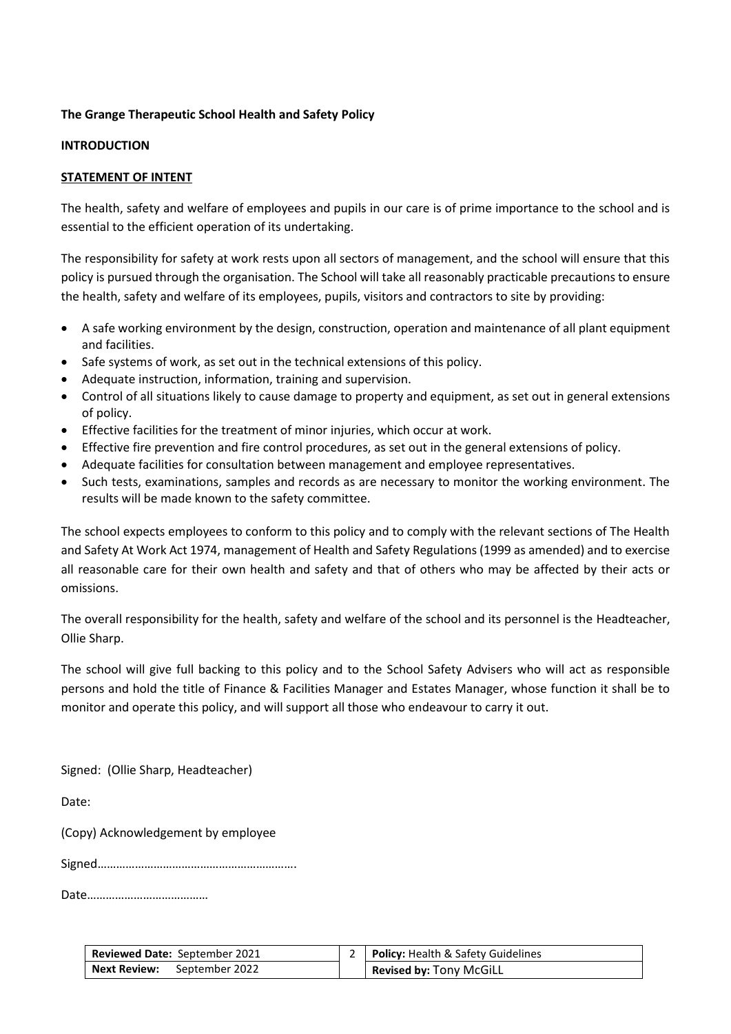**The Grange Therapeutic School Health and Safety Policy**

**INTRODUCTION**

**STATEMENT OF INTENT**

The health, safety and welfare of employees and pupils in our care is of prime importance to the school and is essential to the efficient operation of its undertaking.

The responsibility for safety at work rests upon all sectors of management, and the school will ensure that this policy is pursued through the organisation. The School will take all reasonably practicable precautions to ensure the health, safety and welfare of its employees, pupils, visitors and contractors to site by providing:

- A safe working environment by the design, construction, operation and maintenance of all plant equipment and facilities.
- Safe systems of work, as set out in the technical extensions of this policy.
- Adequate instruction, information, training and supervision.
- Control of all situations likely to cause damage to property and equipment, as set out in general extensions of policy.
- Effective facilities for the treatment of minor injuries, which occur at work.
- Effective fire prevention and fire control procedures, as set out in the general extensions of policy.
- Adequate facilities for consultation between management and employee representatives.
- Such tests, examinations, samples and records as are necessary to monitor the working environment. The results will be made known to the safety committee.

The school expects employees to conform to this policy and to comply with the relevant sections of The Health and Safety At Work Act 1974, management of Health and Safety Regulations (1999 as amended) and to exercise all reasonable care for their own health and safety and that of others who may be affected by their acts or omissions.

The overall responsibility for the health, safety and welfare of the school and its personnel is the Headteacher, Ollie Sharp.

The school will give full backing to this policy and to the School Safety Advisers who will act as responsible persons and hold the title of Finance & Facilities Manager and Estates Manager, whose function it shall be to monitor and operate this policy, and will support all those who endeavour to carry it out.

Signed: (Ollie Sharp, Headteacher)

Date:

(Copy) Acknowledgement by employee

Signed…………………………………………………….

Date…………………………………

| **Reviewed Date:** September 2021 | **Policy:** Health & Safety Guidelines |
|---|---|
| **Next Review:** September 2022 | **Revised by:** Tony McGiLL |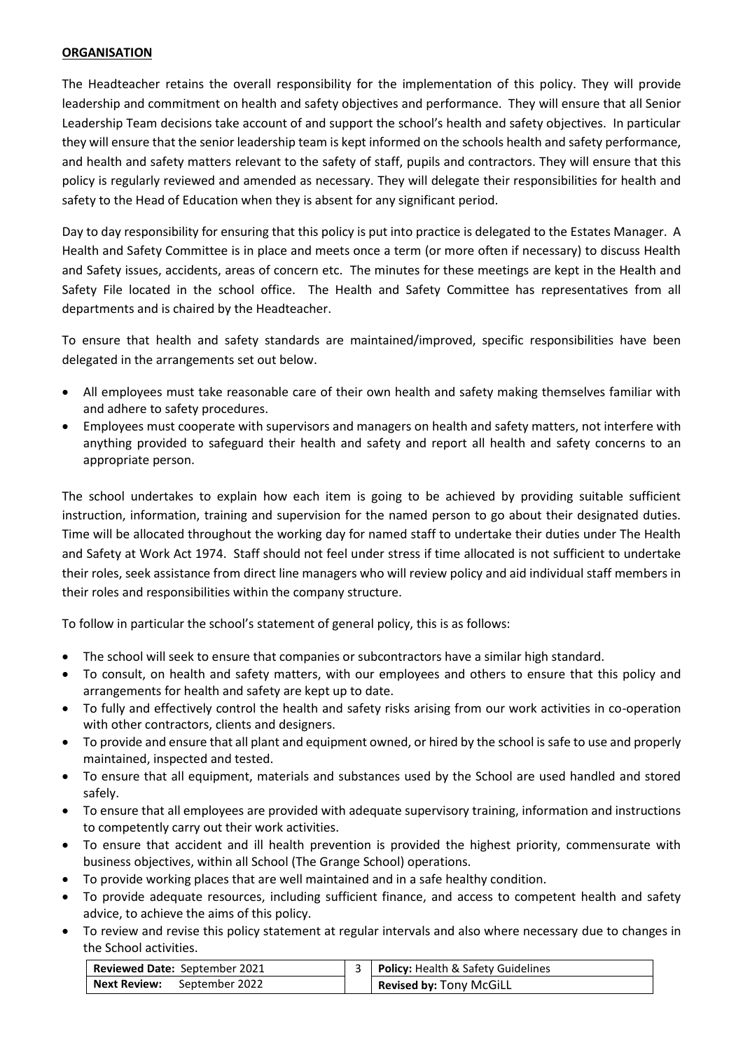**ORGANISATION**

The Headteacher retains the overall responsibility for the implementation of this policy. They will provide leadership and commitment on health and safety objectives and performance. They will ensure that all Senior Leadership Team decisions take account of and support the school's health and safety objectives. In particular they will ensure that the senior leadership team is kept informed on the schools health and safety performance, and health and safety matters relevant to the safety of staff, pupils and contractors. They will ensure that this policy is regularly reviewed and amended as necessary. They will delegate their responsibilities for health and safety to the Head of Education when they is absent for any significant period.

Day to day responsibility for ensuring that this policy is put into practice is delegated to the Estates Manager. A Health and Safety Committee is in place and meets once a term (or more often if necessary) to discuss Health and Safety issues, accidents, areas of concern etc. The minutes for these meetings are kept in the Health and Safety File located in the school office. The Health and Safety Committee has representatives from all departments and is chaired by the Headteacher.

To ensure that health and safety standards are maintained/improved, specific responsibilities have been delegated in the arrangements set out below.

- All employees must take reasonable care of their own health and safety making themselves familiar with and adhere to safety procedures.
- Employees must cooperate with supervisors and managers on health and safety matters, not interfere with anything provided to safeguard their health and safety and report all health and safety concerns to an appropriate person.

The school undertakes to explain how each item is going to be achieved by providing suitable sufficient instruction, information, training and supervision for the named person to go about their designated duties. Time will be allocated throughout the working day for named staff to undertake their duties under The Health and Safety at Work Act 1974. Staff should not feel under stress if time allocated is not sufficient to undertake their roles, seek assistance from direct line managers who will review policy and aid individual staff members in their roles and responsibilities within the company structure.

To follow in particular the school's statement of general policy, this is as follows:

- The school will seek to ensure that companies or subcontractors have a similar high standard.
- To consult, on health and safety matters, with our employees and others to ensure that this policy and arrangements for health and safety are kept up to date.
- To fully and effectively control the health and safety risks arising from our work activities in co-operation with other contractors, clients and designers.
- To provide and ensure that all plant and equipment owned, or hired by the school is safe to use and properly maintained, inspected and tested.
- To ensure that all equipment, materials and substances used by the School are used handled and stored safely.
- To ensure that all employees are provided with adequate supervisory training, information and instructions to competently carry out their work activities.
- To ensure that accident and ill health prevention is provided the highest priority, commensurate with business objectives, within all School (The Grange School) operations.
- To provide working places that are well maintained and in a safe healthy condition.
- To provide adequate resources, including sufficient finance, and access to competent health and safety advice, to achieve the aims of this policy.
- To review and revise this policy statement at regular intervals and also where necessary due to changes in the School activities.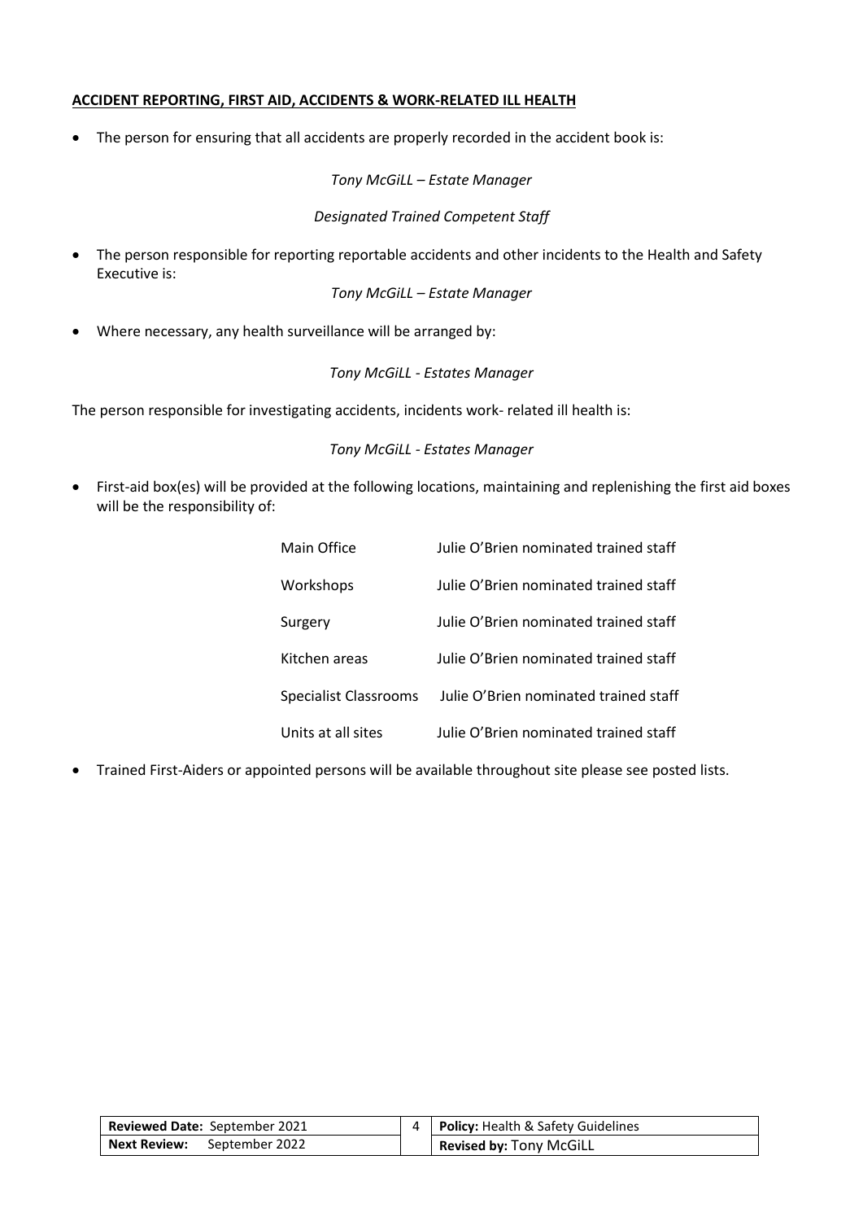**ACCIDENT REPORTING, FIRST AID, ACCIDENTS & WORK-RELATED ILL HEALTH**

- The person for ensuring that all accidents are properly recorded in the accident book is:

  *Tony McGiLL – Estate Manager*

  *Designated Trained Competent Staff*

- The person responsible for reporting reportable accidents and other incidents to the Health and Safety Executive is:

  *Tony McGiLL – Estate Manager*

- Where necessary, any health surveillance will be arranged by:

  *Tony McGiLL - Estates Manager*

The person responsible for investigating accidents, incidents work- related ill health is:

*Tony McGiLL - Estates Manager*

- First-aid box(es) will be provided at the following locations, maintaining and replenishing the first aid boxes will be the responsibility of:

| | |
|---|---|
| Main Office | Julie O'Brien nominated trained staff |
| Workshops | Julie O'Brien nominated trained staff |
| Surgery | Julie O'Brien nominated trained staff |
| Kitchen areas | Julie O'Brien nominated trained staff |
| Specialist Classrooms | Julie O'Brien nominated trained staff |
| Units at all sites | Julie O'Brien nominated trained staff |

- Trained First-Aiders or appointed persons will be available throughout site please see posted lists.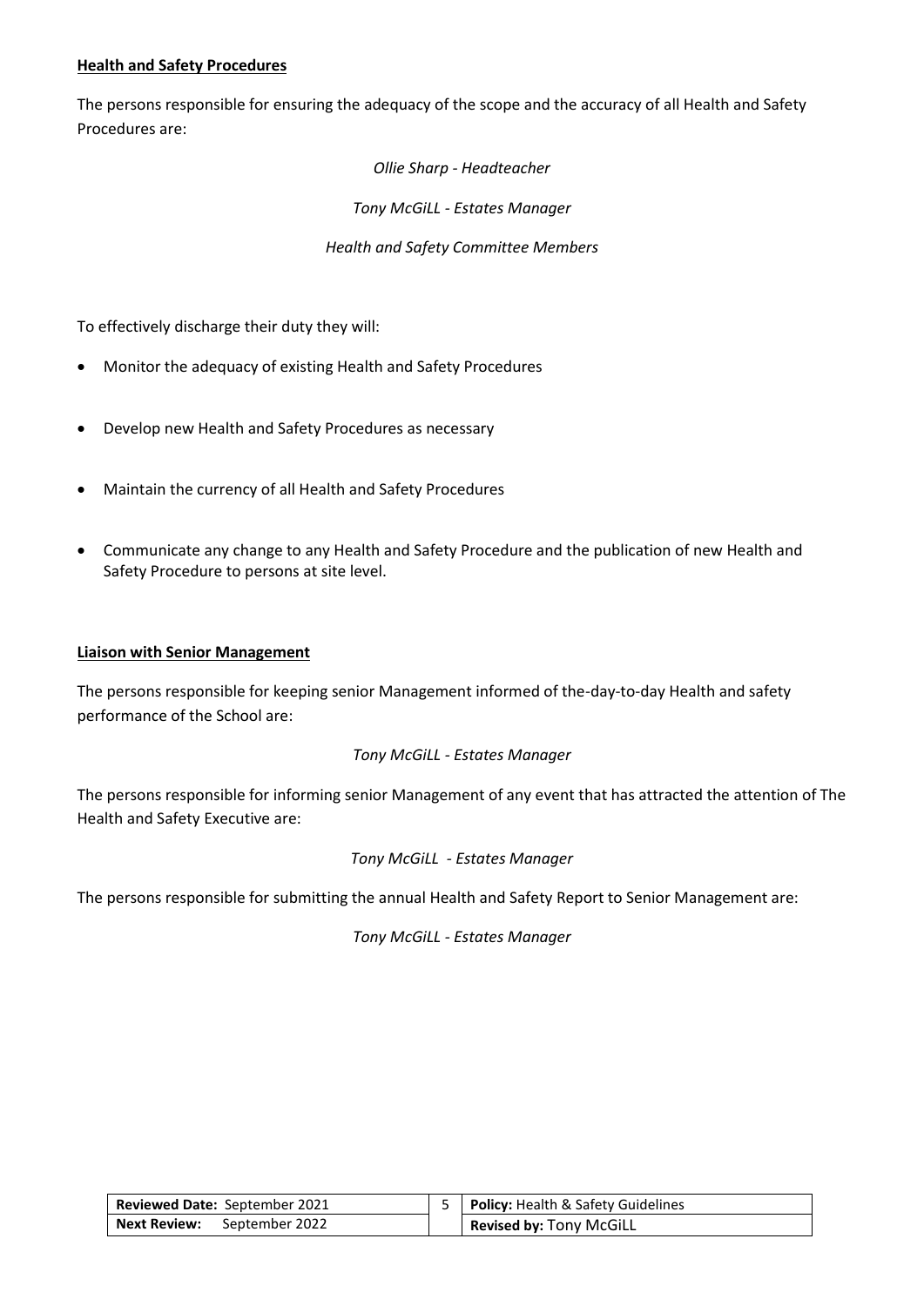**<u>Health and Safety Procedures</u>**

The persons responsible for ensuring the adequacy of the scope and the accuracy of all Health and Safety Procedures are:

*Ollie Sharp - Headteacher*

*Tony McGiLL - Estates Manager*

*Health and Safety Committee Members*

To effectively discharge their duty they will:

- Monitor the adequacy of existing Health and Safety Procedures
- Develop new Health and Safety Procedures as necessary
- Maintain the currency of all Health and Safety Procedures
- Communicate any change to any Health and Safety Procedure and the publication of new Health and Safety Procedure to persons at site level.

**<u>Liaison with Senior Management</u>**

The persons responsible for keeping senior Management informed of the-day-to-day Health and safety performance of the School are:

*Tony McGiLL - Estates Manager*

The persons responsible for informing senior Management of any event that has attracted the attention of The Health and Safety Executive are:

*Tony McGiLL - Estates Manager*

The persons responsible for submitting the annual Health and Safety Report to Senior Management are:

*Tony McGiLL - Estates Manager*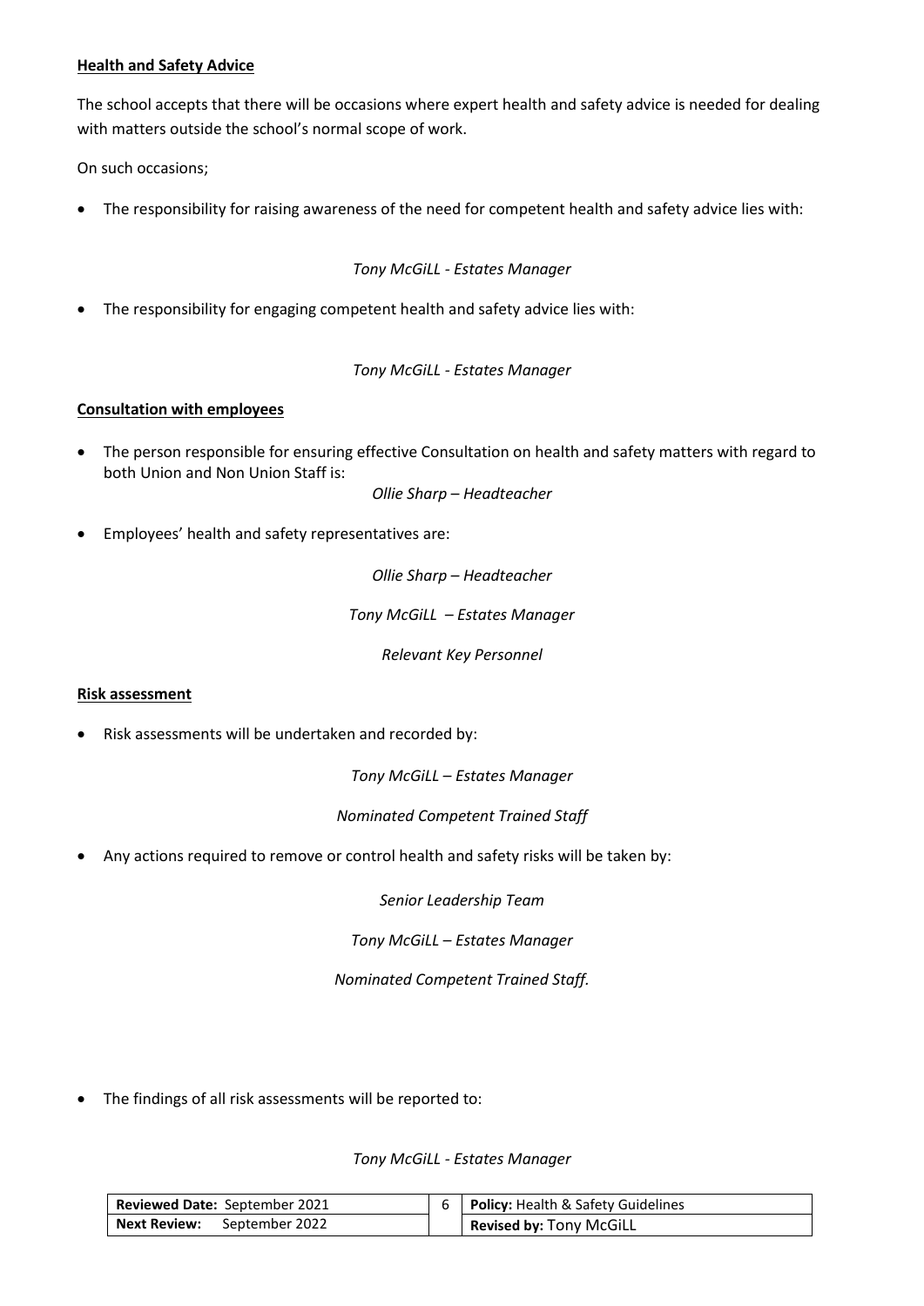**Health and Safety Advice**

The school accepts that there will be occasions where expert health and safety advice is needed for dealing with matters outside the school's normal scope of work.

On such occasions;

- The responsibility for raising awareness of the need for competent health and safety advice lies with:

*Tony McGiLL - Estates Manager*

- The responsibility for engaging competent health and safety advice lies with:

*Tony McGiLL - Estates Manager*

**Consultation with employees**

- The person responsible for ensuring effective Consultation on health and safety matters with regard to both Union and Non Union Staff is:

*Ollie Sharp – Headteacher*

- Employees' health and safety representatives are:

*Ollie Sharp – Headteacher*

*Tony McGiLL – Estates Manager*

*Relevant Key Personnel*

**Risk assessment**

- Risk assessments will be undertaken and recorded by:

*Tony McGiLL – Estates Manager*

*Nominated Competent Trained Staff*

- Any actions required to remove or control health and safety risks will be taken by:

*Senior Leadership Team*

*Tony McGiLL – Estates Manager*

*Nominated Competent Trained Staff.*

- The findings of all risk assessments will be reported to:

*Tony McGiLL - Estates Manager*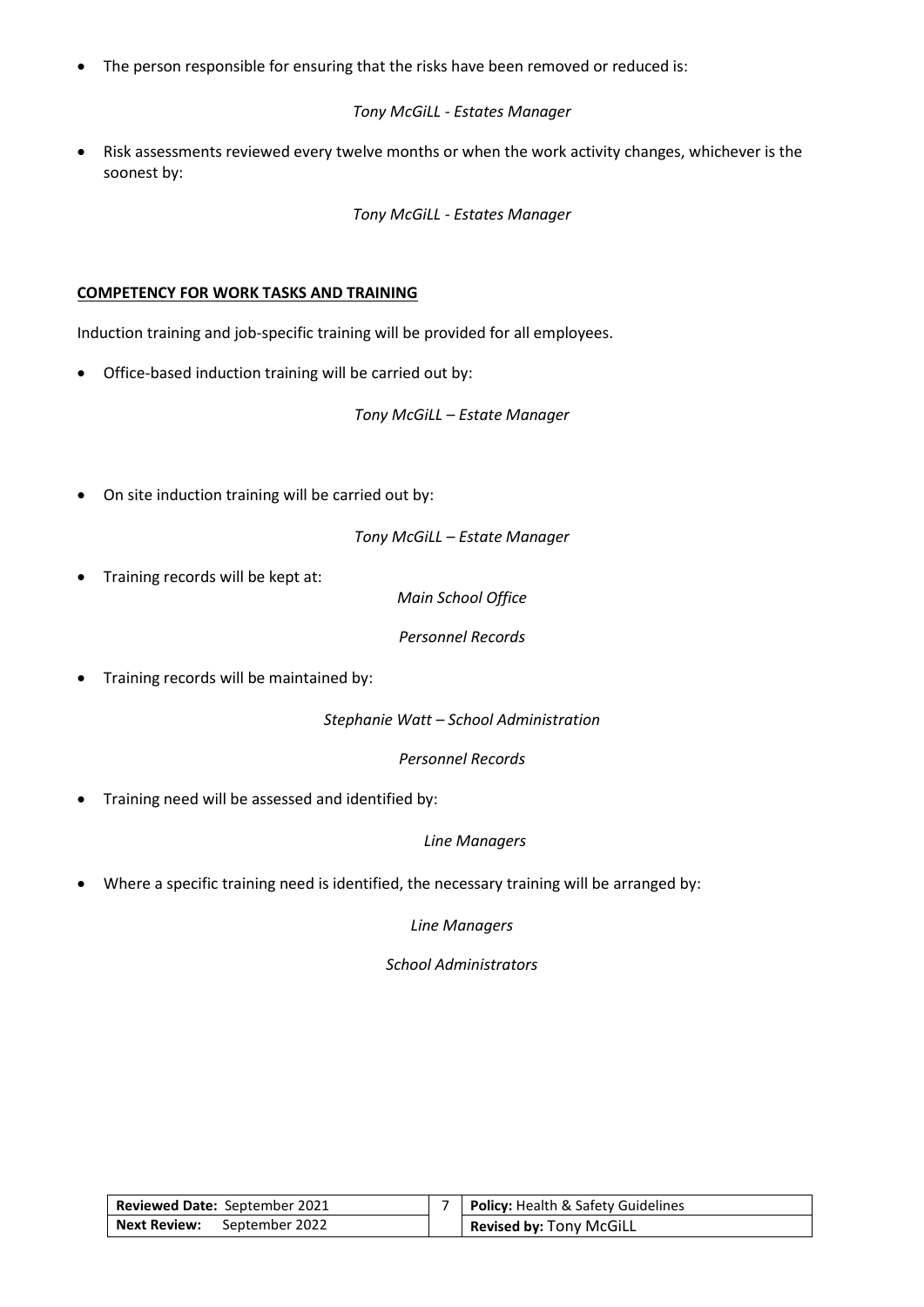- The person responsible for ensuring that the risks have been removed or reduced is:

  *Tony McGiLL - Estates Manager*

- Risk assessments reviewed every twelve months or when the work activity changes, whichever is the soonest by:

  *Tony McGiLL - Estates Manager*

**COMPETENCY FOR WORK TASKS AND TRAINING**

Induction training and job-specific training will be provided for all employees.

- Office-based induction training will be carried out by:

  *Tony McGiLL – Estate Manager*

- On site induction training will be carried out by:

  *Tony McGiLL – Estate Manager*

- Training records will be kept at:

  *Main School Office*

  *Personnel Records*

- Training records will be maintained by:

  *Stephanie Watt – School Administration*

  *Personnel Records*

- Training need will be assessed and identified by:

  *Line Managers*

- Where a specific training need is identified, the necessary training will be arranged by:

  *Line Managers*

  *School Administrators*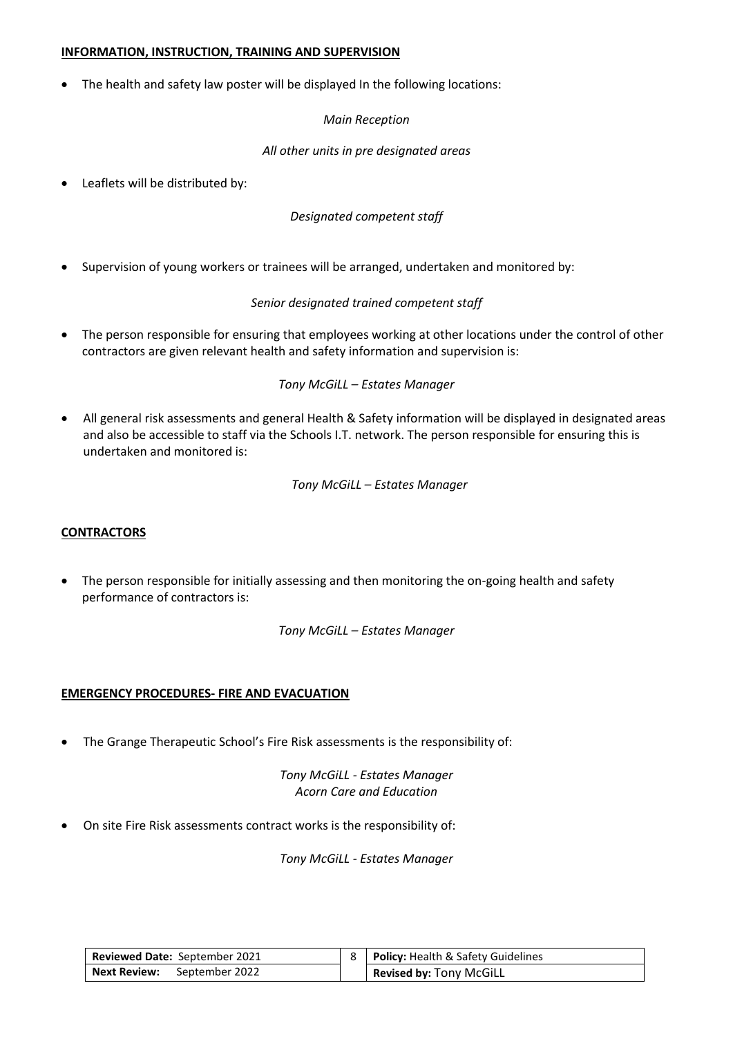**INFORMATION, INSTRUCTION, TRAINING AND SUPERVISION**

- The health and safety law poster will be displayed In the following locations:

  *Main Reception*

  *All other units in pre designated areas*

- Leaflets will be distributed by:

  *Designated competent staff*

- Supervision of young workers or trainees will be arranged, undertaken and monitored by:

  *Senior designated trained competent staff*

- The person responsible for ensuring that employees working at other locations under the control of other contractors are given relevant health and safety information and supervision is:

  *Tony McGiLL – Estates Manager*

- All general risk assessments and general Health & Safety information will be displayed in designated areas and also be accessible to staff via the Schools I.T. network. The person responsible for ensuring this is undertaken and monitored is:

  *Tony McGiLL – Estates Manager*

**CONTRACTORS**

- The person responsible for initially assessing and then monitoring the on-going health and safety performance of contractors is:

  *Tony McGiLL – Estates Manager*

**EMERGENCY PROCEDURES- FIRE AND EVACUATION**

- The Grange Therapeutic School's Fire Risk assessments is the responsibility of:

  *Tony McGiLL - Estates Manager*
  *Acorn Care and Education*

- On site Fire Risk assessments contract works is the responsibility of:

  *Tony McGiLL - Estates Manager*

| **Reviewed Date:** September 2021 | **Policy:** Health & Safety Guidelines |
|---|---|
| **Next Review:** September 2022 | **Revised by:** Tony McGiLL |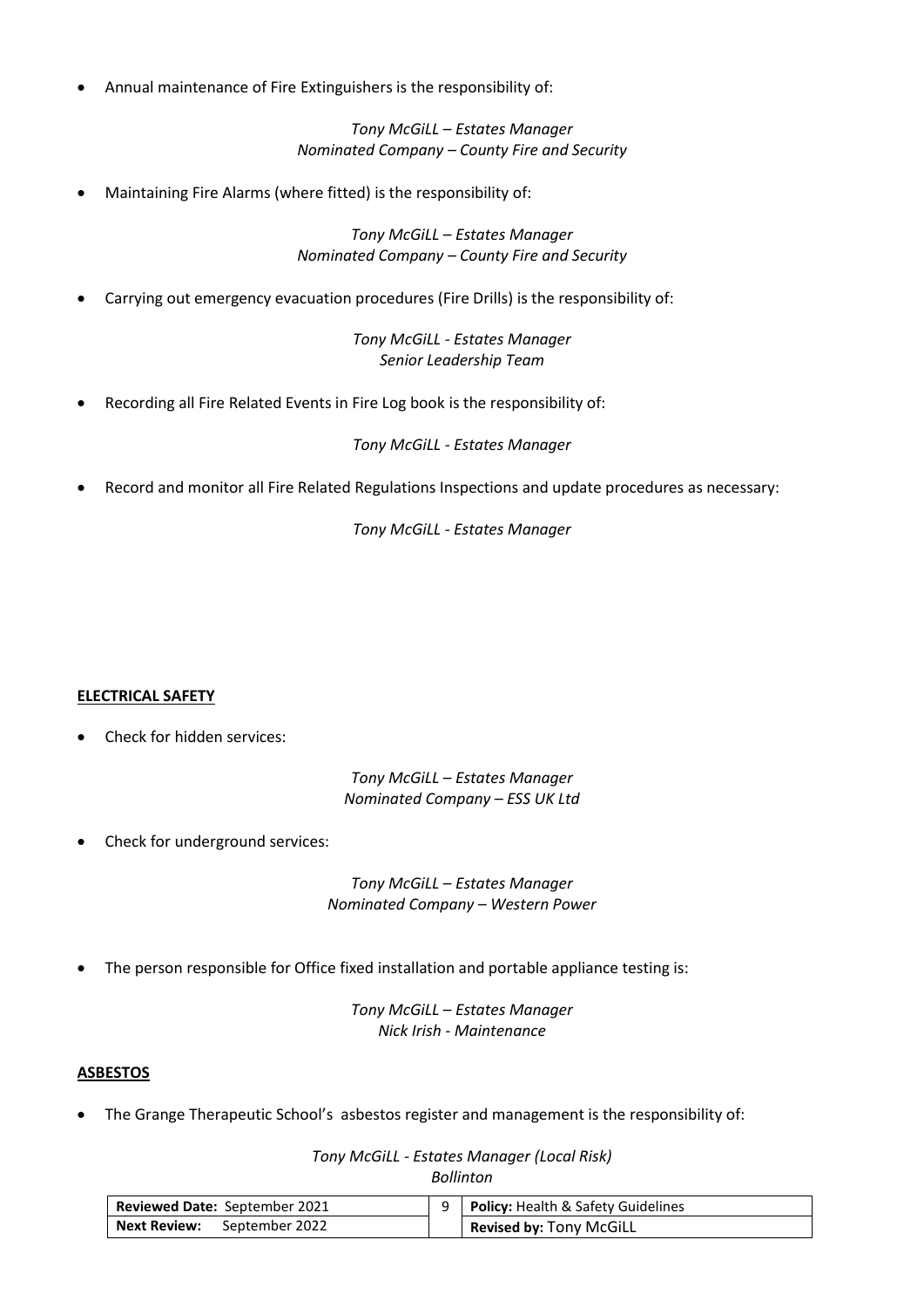- Annual maintenance of Fire Extinguishers is the responsibility of:

*Tony McGiLL – Estates Manager*
*Nominated Company – County Fire and Security*

- Maintaining Fire Alarms (where fitted) is the responsibility of:

*Tony McGiLL – Estates Manager*
*Nominated Company – County Fire and Security*

- Carrying out emergency evacuation procedures (Fire Drills) is the responsibility of:

*Tony McGiLL - Estates Manager*
*Senior Leadership Team*

- Recording all Fire Related Events in Fire Log book is the responsibility of:

*Tony McGiLL - Estates Manager*

- Record and monitor all Fire Related Regulations Inspections and update procedures as necessary:

*Tony McGiLL - Estates Manager*

**ELECTRICAL SAFETY**

- Check for hidden services:

*Tony McGiLL – Estates Manager*
*Nominated Company – ESS UK Ltd*

- Check for underground services:

*Tony McGiLL – Estates Manager*
*Nominated Company – Western Power*

- The person responsible for Office fixed installation and portable appliance testing is:

*Tony McGiLL – Estates Manager*
*Nick Irish - Maintenance*

**ASBESTOS**

- The Grange Therapeutic School's asbestos register and management is the responsibility of:

*Tony McGiLL - Estates Manager (Local Risk)*
*Bollinton*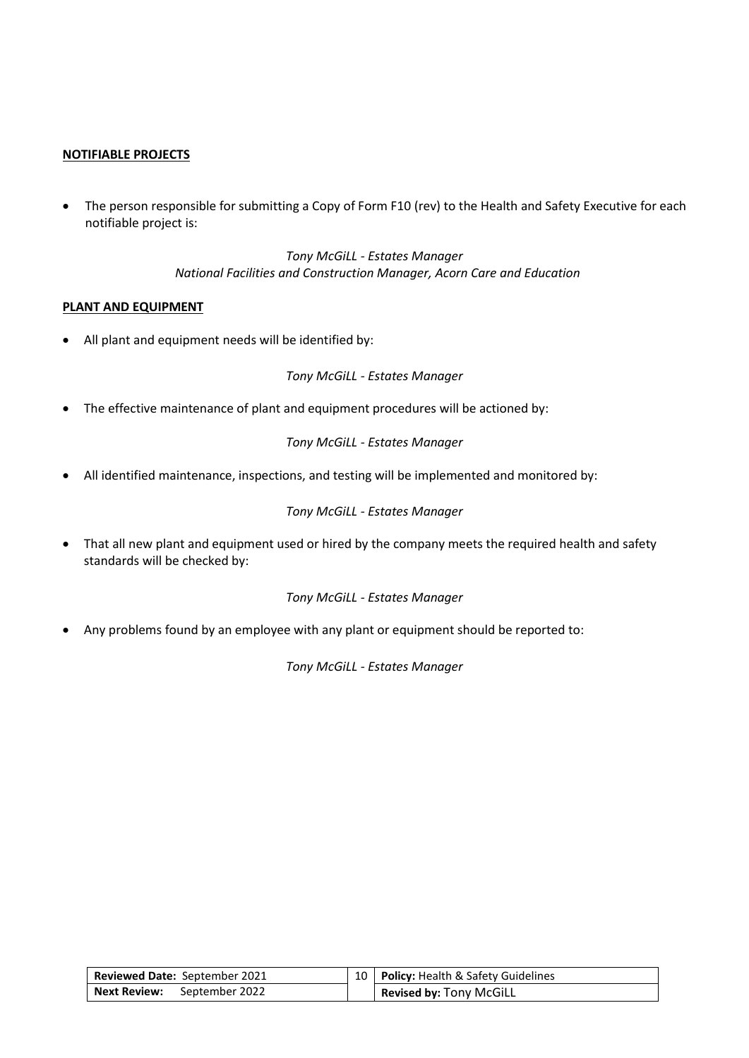**NOTIFIABLE PROJECTS**

- The person responsible for submitting a Copy of Form F10 (rev) to the Health and Safety Executive for each notifiable project is:

*Tony McGiLL - Estates Manager*
*National Facilities and Construction Manager, Acorn Care and Education*

**PLANT AND EQUIPMENT**

- All plant and equipment needs will be identified by:

*Tony McGiLL - Estates Manager*

- The effective maintenance of plant and equipment procedures will be actioned by:

*Tony McGiLL - Estates Manager*

- All identified maintenance, inspections, and testing will be implemented and monitored by:

*Tony McGiLL - Estates Manager*

- That all new plant and equipment used or hired by the company meets the required health and safety standards will be checked by:

*Tony McGiLL - Estates Manager*

- Any problems found by an employee with any plant or equipment should be reported to:

*Tony McGiLL - Estates Manager*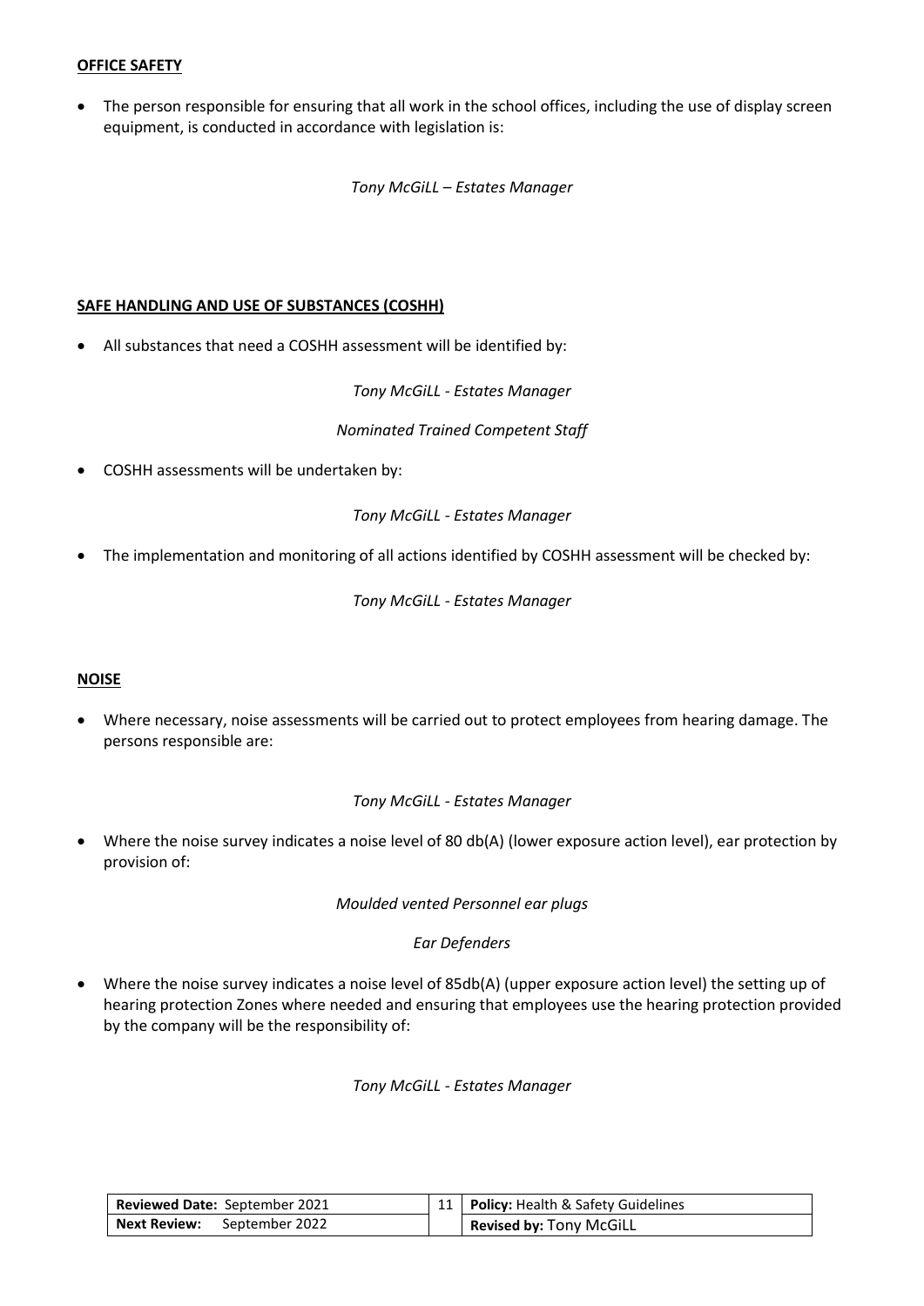**OFFICE SAFETY**

- The person responsible for ensuring that all work in the school offices, including the use of display screen equipment, is conducted in accordance with legislation is:

*Tony McGiLL – Estates Manager*

**SAFE HANDLING AND USE OF SUBSTANCES (COSHH)**

- All substances that need a COSHH assessment will be identified by:

*Tony McGiLL - Estates Manager*

*Nominated Trained Competent Staff*

- COSHH assessments will be undertaken by:

*Tony McGiLL - Estates Manager*

- The implementation and monitoring of all actions identified by COSHH assessment will be checked by:

*Tony McGiLL - Estates Manager*

**NOISE**

- Where necessary, noise assessments will be carried out to protect employees from hearing damage. The persons responsible are:

*Tony McGiLL - Estates Manager*

- Where the noise survey indicates a noise level of 80 db(A) (lower exposure action level), ear protection by provision of:

*Moulded vented Personnel ear plugs*

*Ear Defenders*

- Where the noise survey indicates a noise level of 85db(A) (upper exposure action level) the setting up of hearing protection Zones where needed and ensuring that employees use the hearing protection provided by the company will be the responsibility of:

*Tony McGiLL - Estates Manager*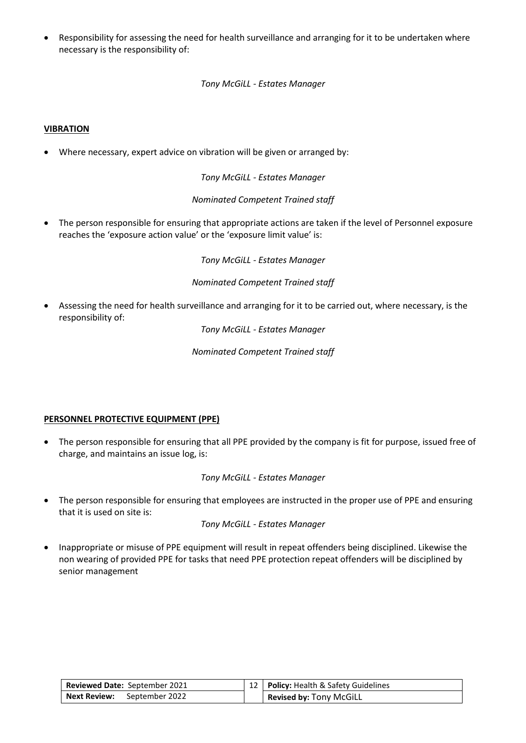- Responsibility for assessing the need for health surveillance and arranging for it to be undertaken where necessary is the responsibility of:

*Tony McGiLL - Estates Manager*

**VIBRATION**

- Where necessary, expert advice on vibration will be given or arranged by:

*Tony McGiLL - Estates Manager*

*Nominated Competent Trained staff*

- The person responsible for ensuring that appropriate actions are taken if the level of Personnel exposure reaches the 'exposure action value' or the 'exposure limit value' is:

*Tony McGiLL - Estates Manager*

*Nominated Competent Trained staff*

- Assessing the need for health surveillance and arranging for it to be carried out, where necessary, is the responsibility of:

*Tony McGiLL - Estates Manager*

*Nominated Competent Trained staff*

**PERSONNEL PROTECTIVE EQUIPMENT (PPE)**

- The person responsible for ensuring that all PPE provided by the company is fit for purpose, issued free of charge, and maintains an issue log, is:

*Tony McGiLL - Estates Manager*

- The person responsible for ensuring that employees are instructed in the proper use of PPE and ensuring that it is used on site is:

*Tony McGiLL - Estates Manager*

- Inappropriate or misuse of PPE equipment will result in repeat offenders being disciplined. Likewise the non wearing of provided PPE for tasks that need PPE protection repeat offenders will be disciplined by senior management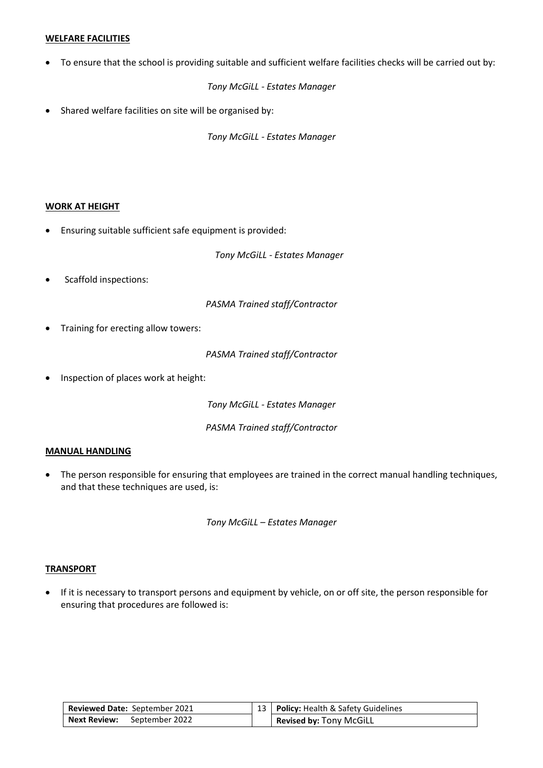**WELFARE FACILITIES**

- To ensure that the school is providing suitable and sufficient welfare facilities checks will be carried out by:

  *Tony McGiLL - Estates Manager*

- Shared welfare facilities on site will be organised by:

  *Tony McGiLL - Estates Manager*

**WORK AT HEIGHT**

- Ensuring suitable sufficient safe equipment is provided:

  *Tony McGiLL - Estates Manager*

- Scaffold inspections:

  *PASMA Trained staff/Contractor*

- Training for erecting allow towers:

  *PASMA Trained staff/Contractor*

- Inspection of places work at height:

  *Tony McGiLL - Estates Manager*

  *PASMA Trained staff/Contractor*

**MANUAL HANDLING**

- The person responsible for ensuring that employees are trained in the correct manual handling techniques, and that these techniques are used, is:

  *Tony McGiLL – Estates Manager*

**TRANSPORT**

- If it is necessary to transport persons and equipment by vehicle, on or off site, the person responsible for ensuring that procedures are followed is: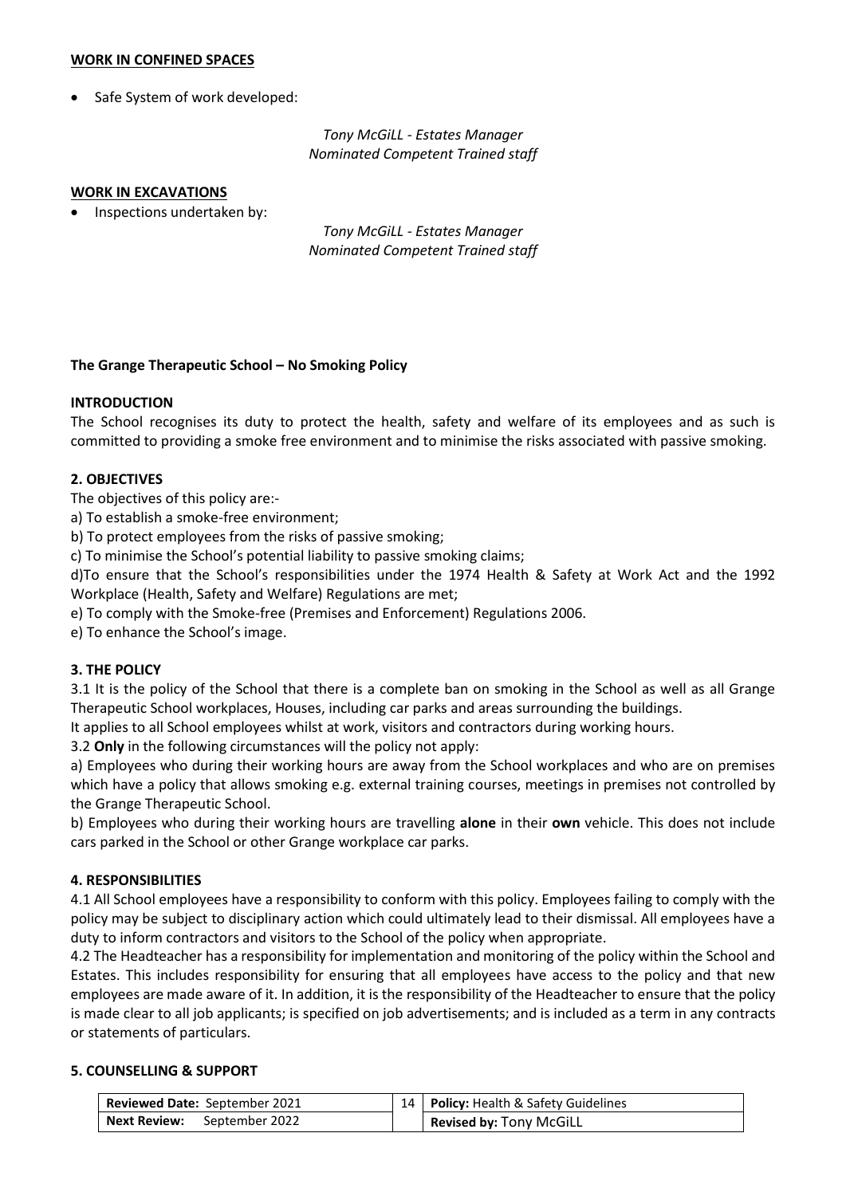**WORK IN CONFINED SPACES**

- Safe System of work developed:

*Tony McGiLL - Estates Manager*
*Nominated Competent Trained staff*

**WORK IN EXCAVATIONS**

- Inspections undertaken by:

*Tony McGiLL - Estates Manager*
*Nominated Competent Trained staff*

**The Grange Therapeutic School – No Smoking Policy**

**INTRODUCTION**

The School recognises its duty to protect the health, safety and welfare of its employees and as such is committed to providing a smoke free environment and to minimise the risks associated with passive smoking.

**2. OBJECTIVES**

The objectives of this policy are:-

a) To establish a smoke-free environment;

b) To protect employees from the risks of passive smoking;

c) To minimise the School's potential liability to passive smoking claims;

d)To ensure that the School's responsibilities under the 1974 Health & Safety at Work Act and the 1992 Workplace (Health, Safety and Welfare) Regulations are met;

e) To comply with the Smoke-free (Premises and Enforcement) Regulations 2006.

e) To enhance the School's image.

**3. THE POLICY**

3.1 It is the policy of the School that there is a complete ban on smoking in the School as well as all Grange Therapeutic School workplaces, Houses, including car parks and areas surrounding the buildings.

It applies to all School employees whilst at work, visitors and contractors during working hours.

3.2 **Only** in the following circumstances will the policy not apply:

a) Employees who during their working hours are away from the School workplaces and who are on premises which have a policy that allows smoking e.g. external training courses, meetings in premises not controlled by the Grange Therapeutic School.

b) Employees who during their working hours are travelling **alone** in their **own** vehicle. This does not include cars parked in the School or other Grange workplace car parks.

**4. RESPONSIBILITIES**

4.1 All School employees have a responsibility to conform with this policy. Employees failing to comply with the policy may be subject to disciplinary action which could ultimately lead to their dismissal. All employees have a duty to inform contractors and visitors to the School of the policy when appropriate.

4.2 The Headteacher has a responsibility for implementation and monitoring of the policy within the School and Estates. This includes responsibility for ensuring that all employees have access to the policy and that new employees are made aware of it. In addition, it is the responsibility of the Headteacher to ensure that the policy is made clear to all job applicants; is specified on job advertisements; and is included as a term in any contracts or statements of particulars.

**5. COUNSELLING & SUPPORT**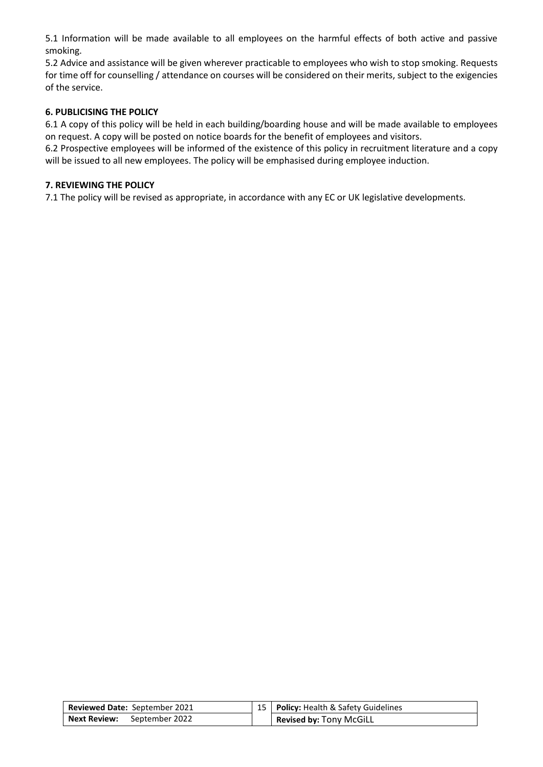5.1 Information will be made available to all employees on the harmful effects of both active and passive smoking.

5.2 Advice and assistance will be given wherever practicable to employees who wish to stop smoking. Requests for time off for counselling / attendance on courses will be considered on their merits, subject to the exigencies of the service.

**6. PUBLICISING THE POLICY**

6.1 A copy of this policy will be held in each building/boarding house and will be made available to employees on request. A copy will be posted on notice boards for the benefit of employees and visitors.

6.2 Prospective employees will be informed of the existence of this policy in recruitment literature and a copy will be issued to all new employees. The policy will be emphasised during employee induction.

**7. REVIEWING THE POLICY**

7.1 The policy will be revised as appropriate, in accordance with any EC or UK legislative developments.